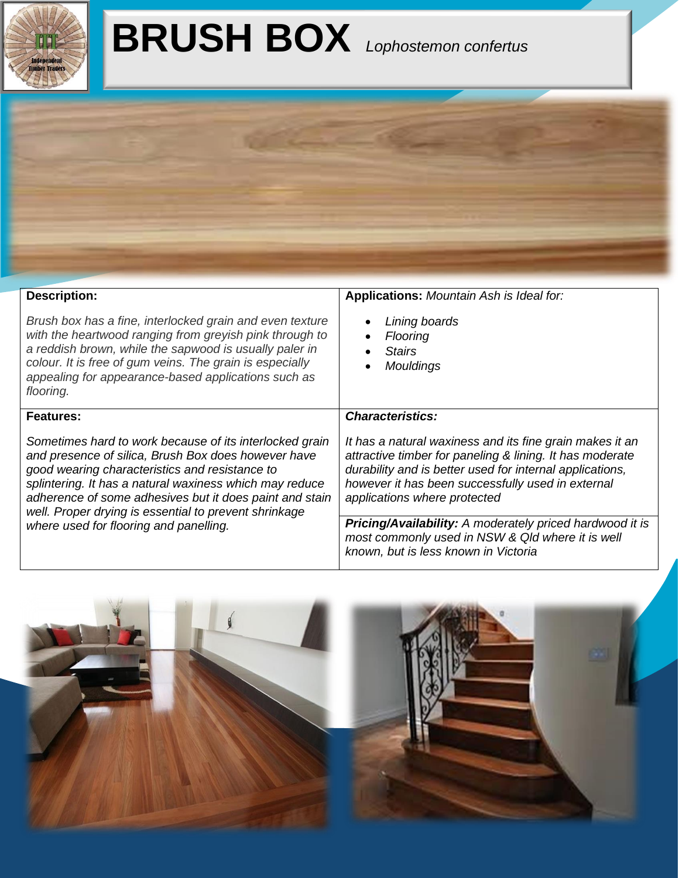# BRUSH BOX *Lophostemon confertus*

**Description:**

*Brush box has a fine, interlocked grain and even texture with the heartwood ranging from greyish pink through to a reddish brown, while the sapwood is usually paler in colour. It is free of gum veins. The grain is especially appealing for appearance-based applications such as flooring.*

**Applications:** *Mountain Ash is Ideal for:*

- *Lining boards*
- *Flooring*
- *Stairs*
- *Mouldings*

**Features:**

*Sometimes hard to work because of its interlocked grain and presence of silica, Brush Box does however have good wearing characteristics and resistance to splintering. It has a natural waxiness which may reduce adherence of some adhesives but it does paint and stain well. Proper drying is essential to prevent shrinkage where used for flooring and panelling.*

***Characteristics:***

*It has a natural waxiness and its fine grain makes it an attractive timber for paneling & lining. It has moderate durability and is better used for internal applications, however it has been successfully used in external applications where protected*

***Pricing/Availability:*** *A moderately priced hardwood it is most commonly used in NSW & Qld where it is well known, but is less known in Victoria*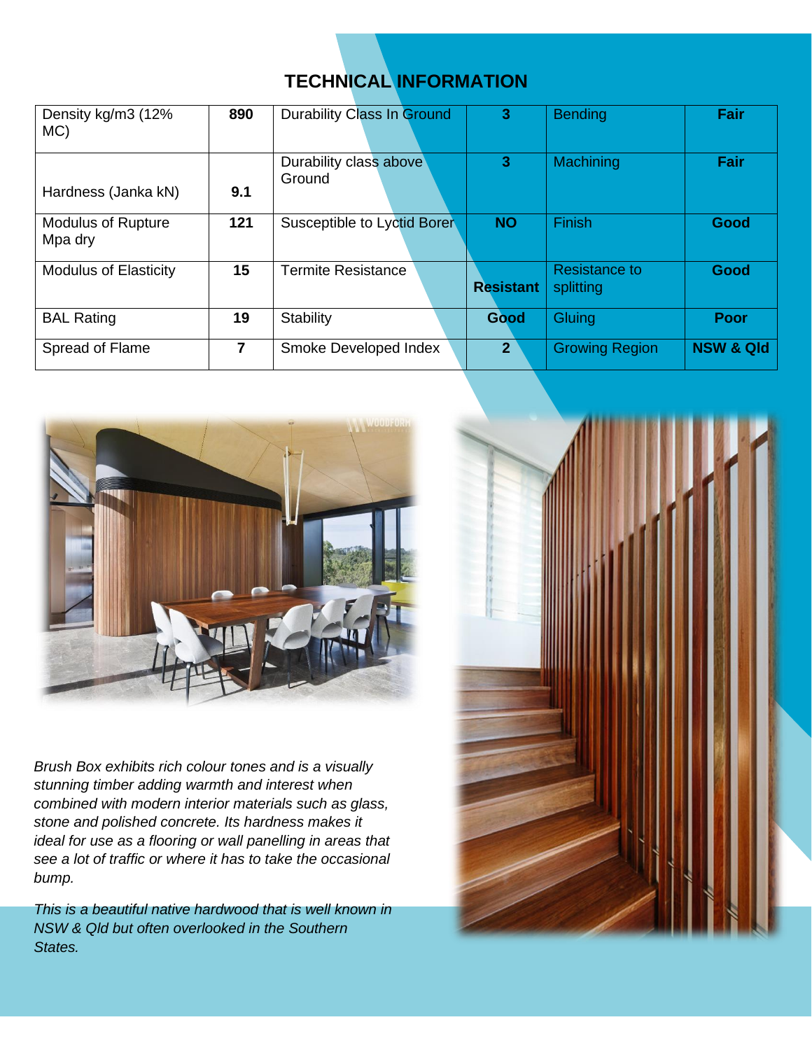## TECHNICAL INFORMATION

| | | | | | |
|---|---|---|---|---|---|
| Density kg/m3 (12% MC) | **890** | Durability Class In Ground | **3** | Bending | **Fair** |
| Hardness (Janka kN) | **9.1** | Durability class above Ground | **3** | Machining | **Fair** |
| Modulus of Rupture Mpa dry | **121** | Susceptible to Lyctid Borer | **NO** | Finish | **Good** |
| Modulus of Elasticity | **15** | Termite Resistance | **Resistant** | Resistance to splitting | **Good** |
| BAL Rating | **19** | Stability | **Good** | Gluing | **Poor** |
| Spread of Flame | **7** | Smoke Developed Index | **2** | Growing Region | **NSW & Qld** |

*Brush Box exhibits rich colour tones and is a visually stunning timber adding warmth and interest when combined with modern interior materials such as glass, stone and polished concrete. Its hardness makes it ideal for use as a flooring or wall panelling in areas that see a lot of traffic or where it has to take the occasional bump.*

*This is a beautiful native hardwood that is well known in NSW & Qld but often overlooked in the Southern States.*